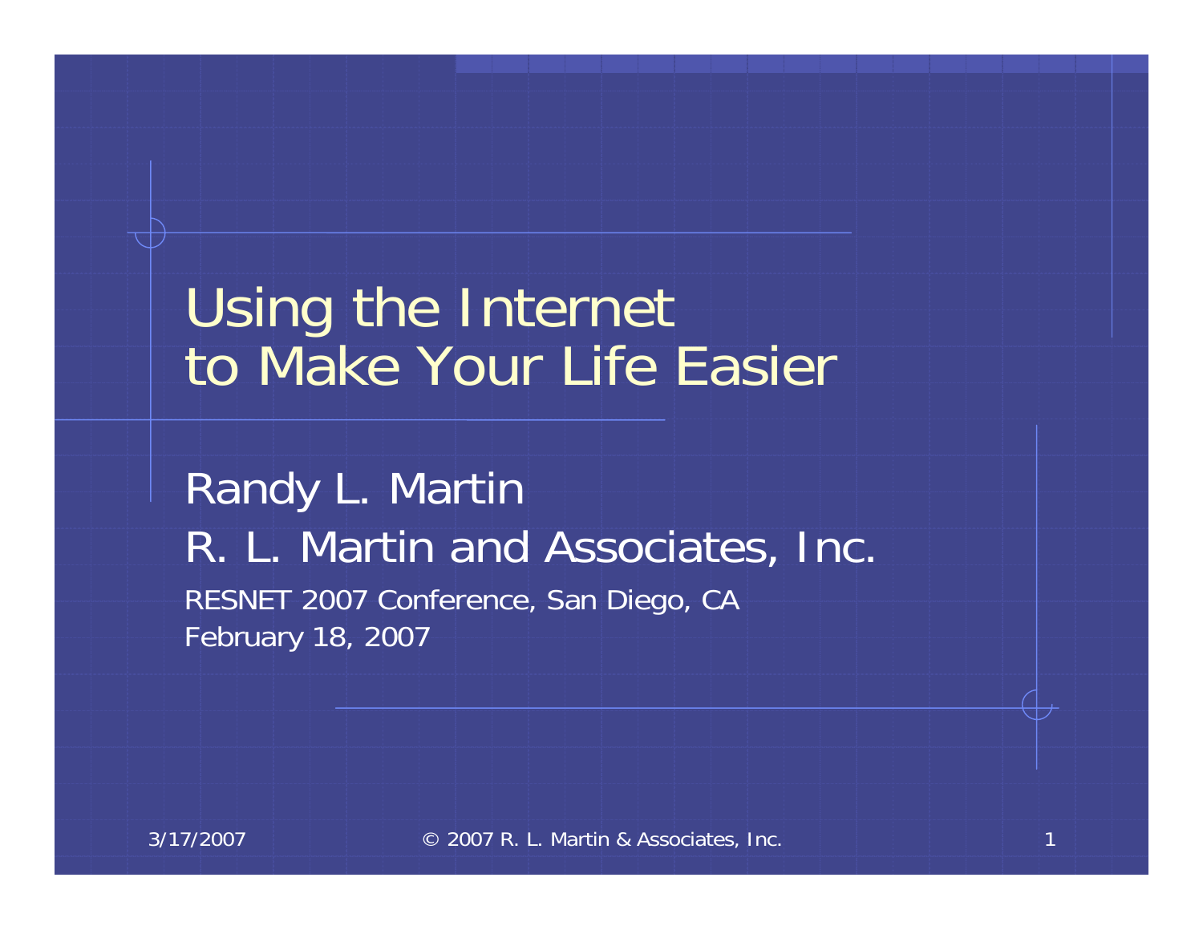# Using the Internet to Make Your Life Easier

Randy L. Martin

R. L. Martin and Associates, Inc.

RESNET 2007 Conference, San Diego, CA

February 18, 2007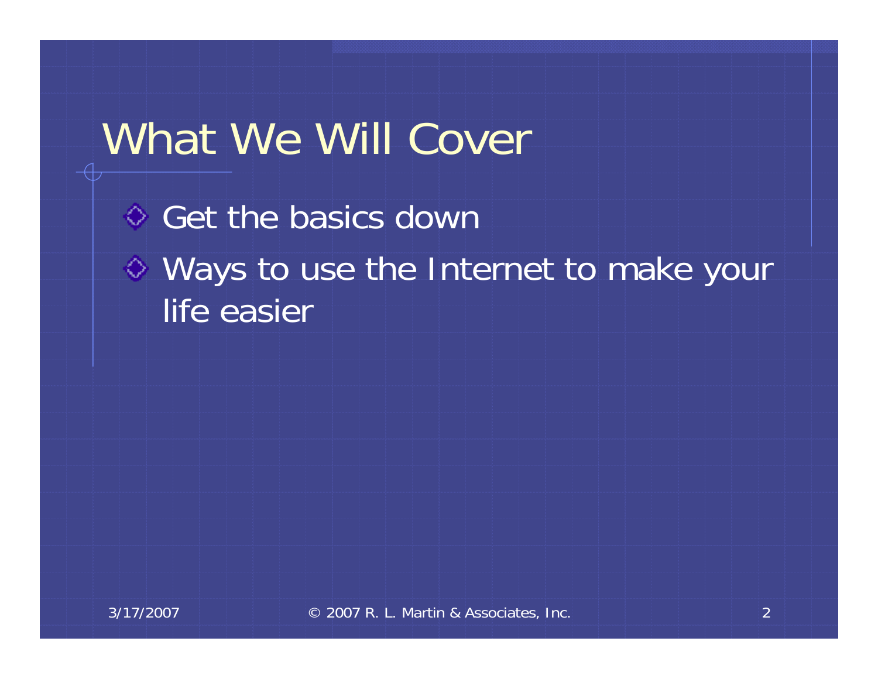# What We Will Cover

- Get the basics down
- Ways to use the Internet to make your life easier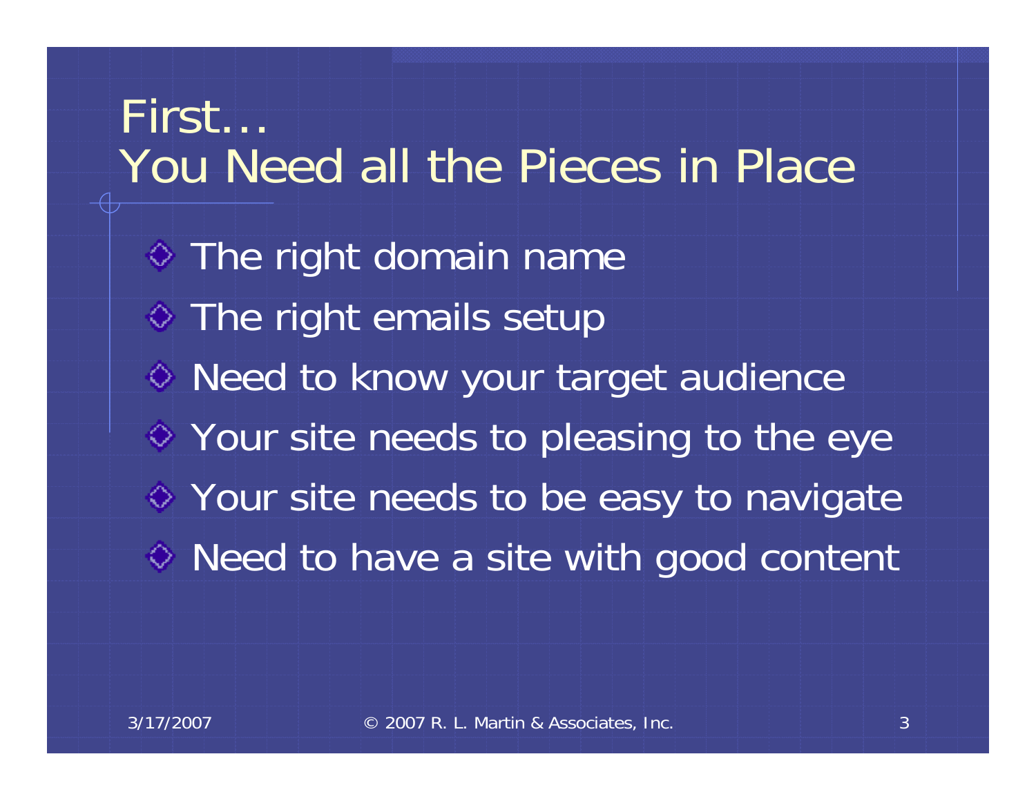# First…
# You Need all the Pieces in Place

- The right domain name
- The right emails setup
- Need to know your target audience
- Your site needs to pleasing to the eye
- Your site needs to be easy to navigate
- Need to have a site with good content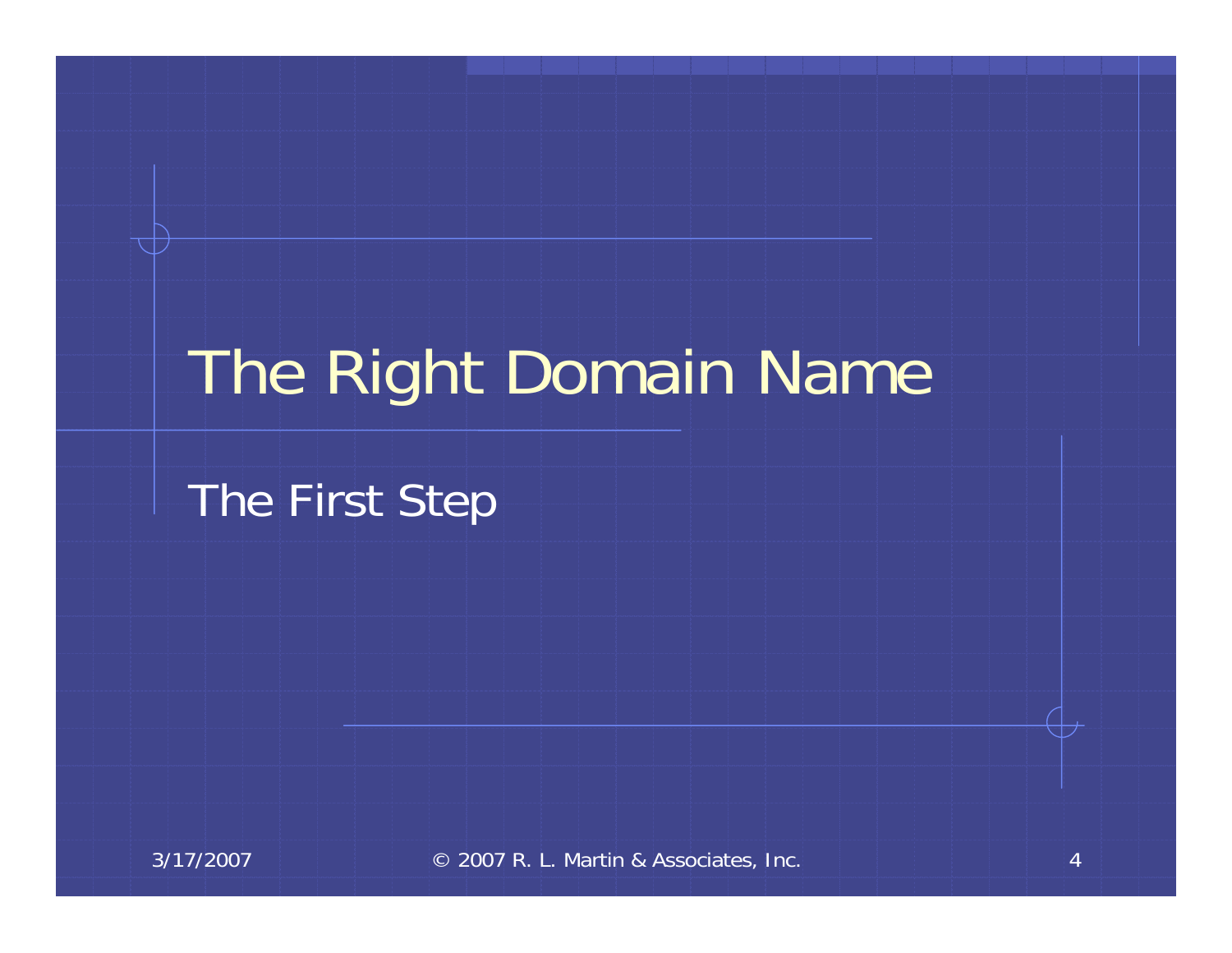# The Right Domain Name

The First Step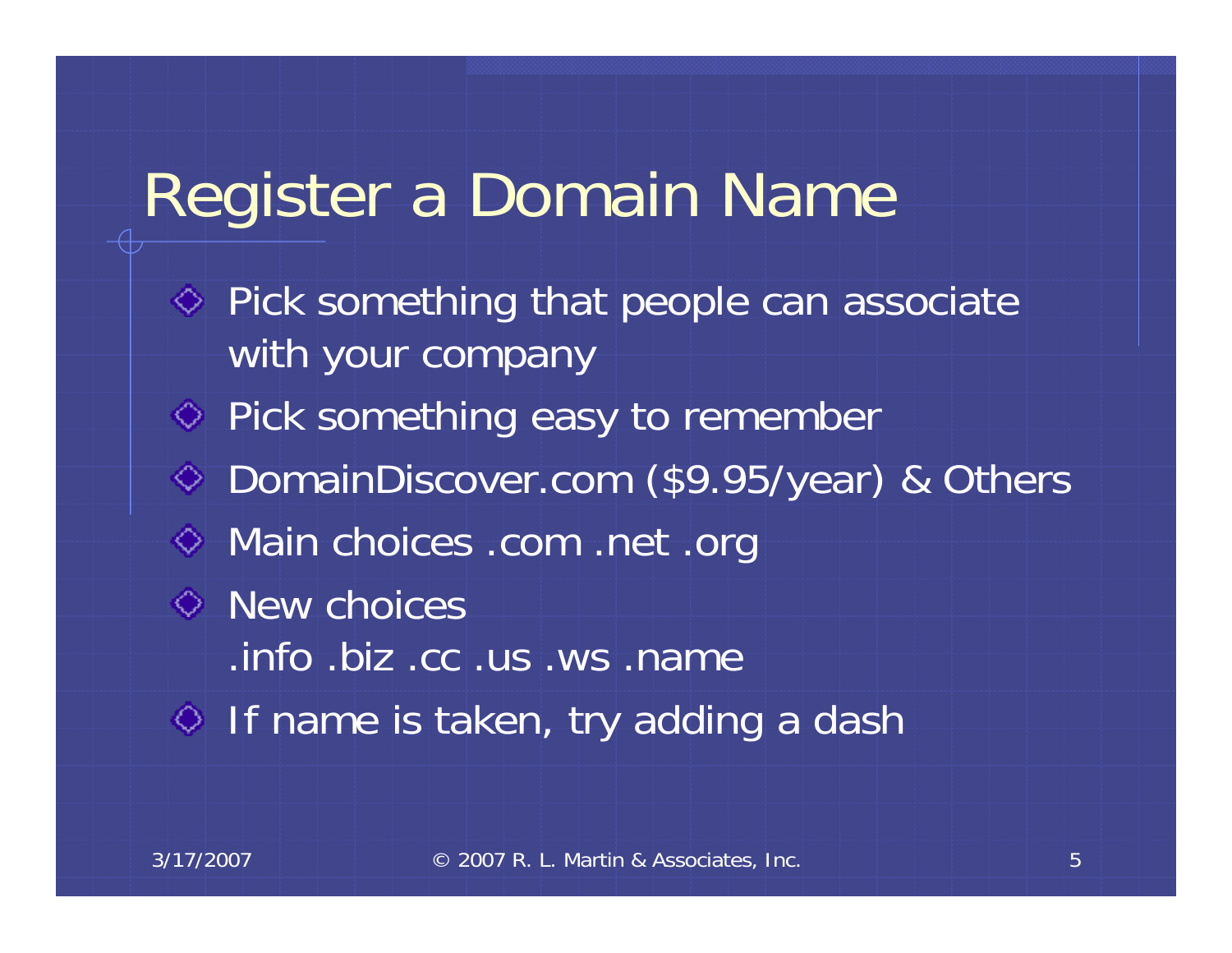# Register a Domain Name

- Pick something that people can associate with your company
- Pick something easy to remember
- DomainDiscover.com ($9.95/year) & Others
- Main choices .com .net .org
- New choices
  .info .biz .cc .us .ws .name
- If name is taken, try adding a dash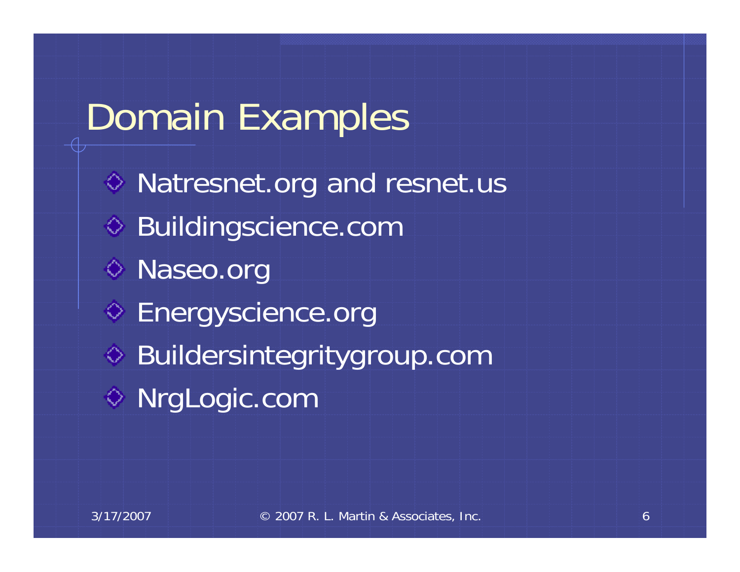# Domain Examples

- Natresnet.org and resnet.us
- Buildingscience.com
- Naseo.org
- Energyscience.org
- Buildersintegritygroup.com
- NrgLogic.com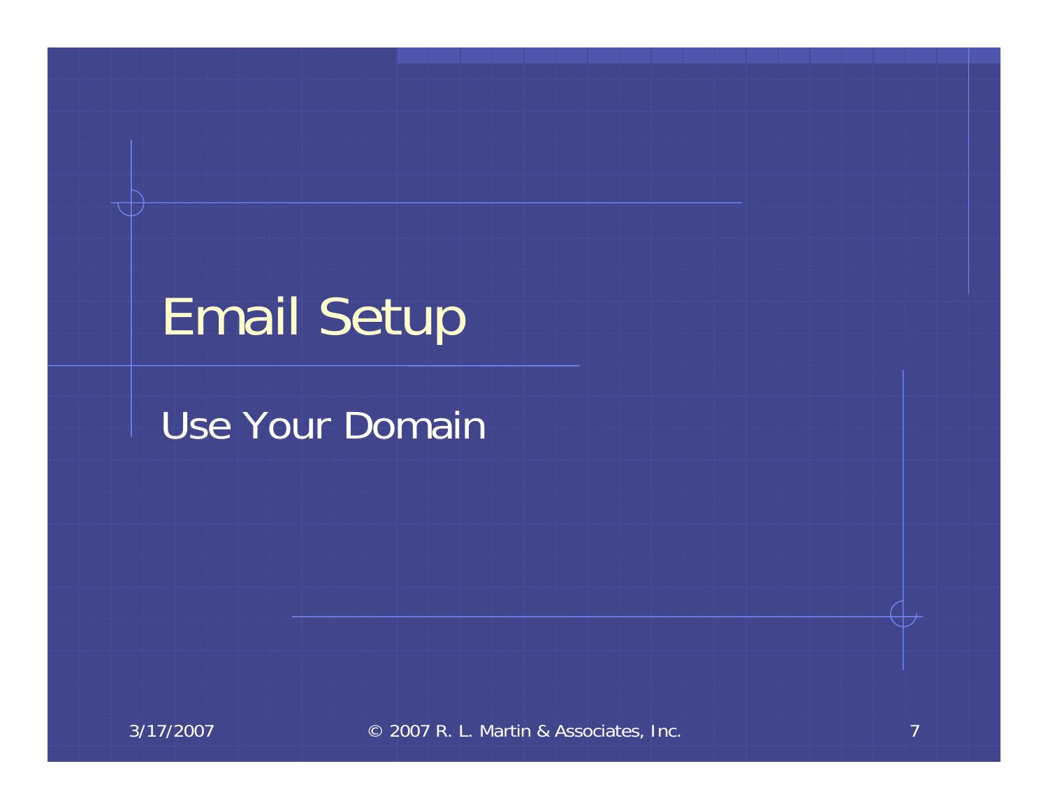# Email Setup

Use Your Domain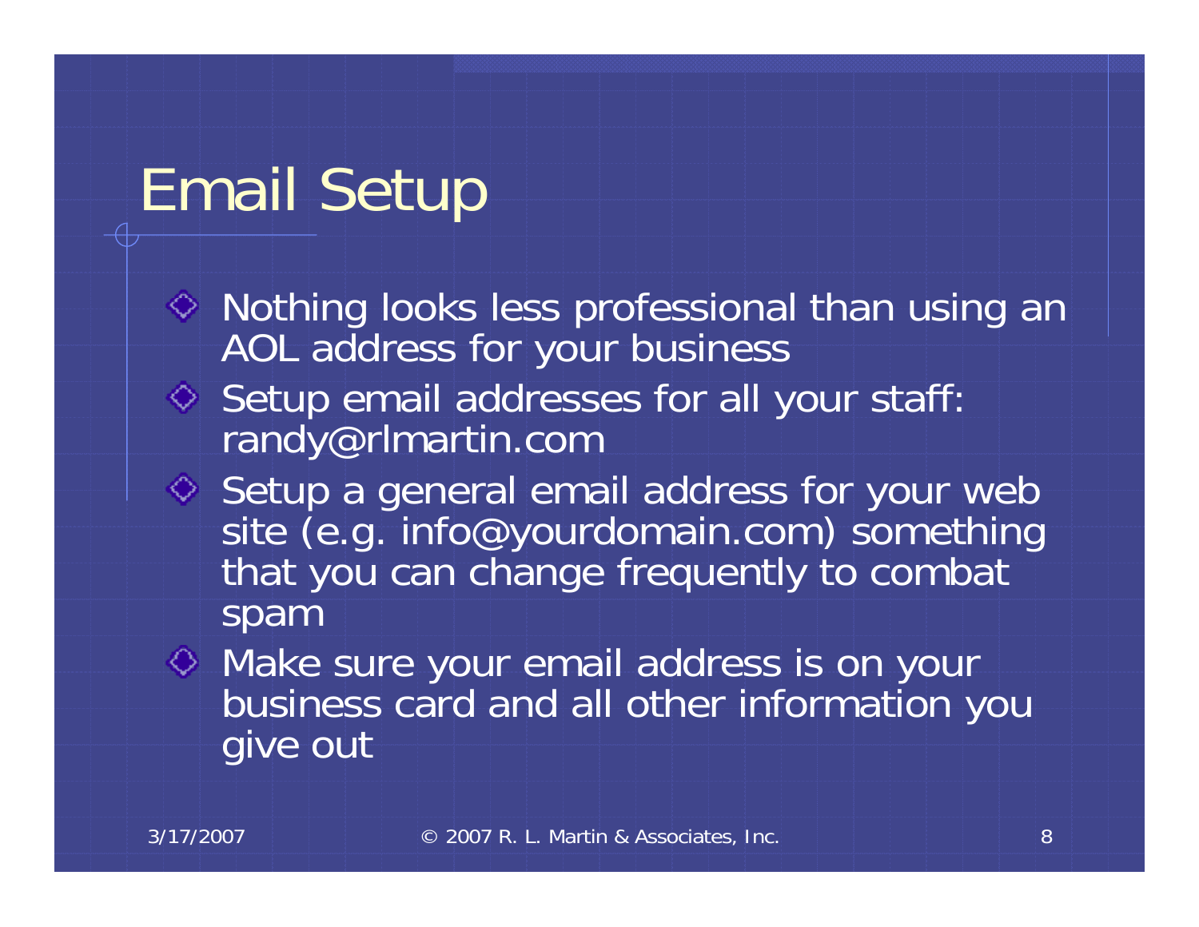# Email Setup

- Nothing looks less professional than using an AOL address for your business
- Setup email addresses for all your staff: randy@rlmartin.com
- Setup a general email address for your web site (e.g. info@yourdomain.com) something that you can change frequently to combat spam
- Make sure your email address is on your business card and all other information you give out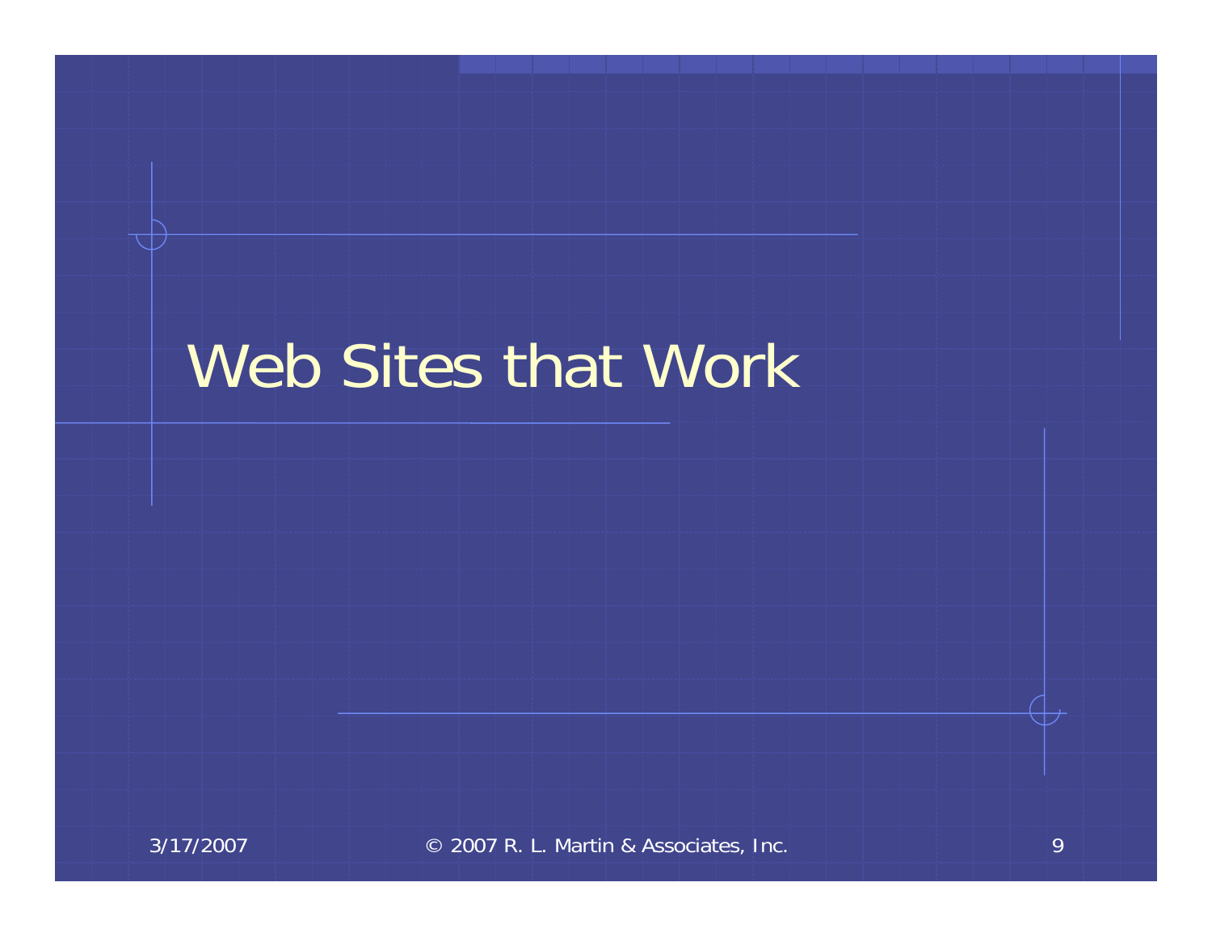# Web Sites that Work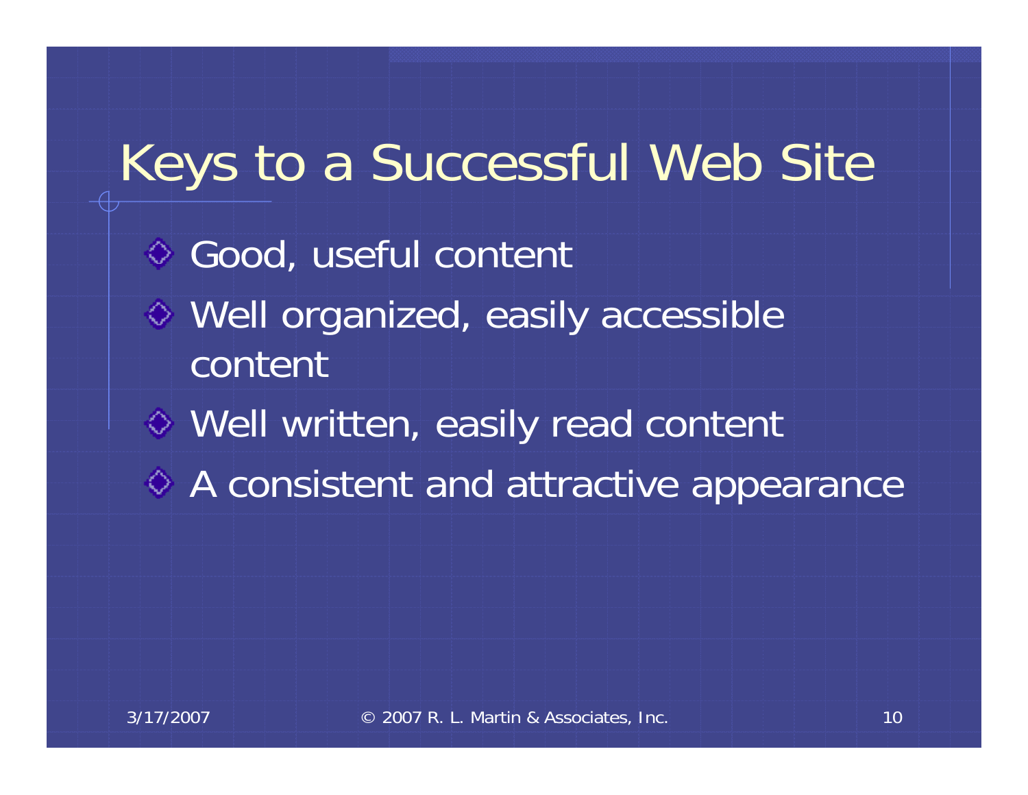# Keys to a Successful Web Site

- Good, useful content
- Well organized, easily accessible content
- Well written, easily read content
- A consistent and attractive appearance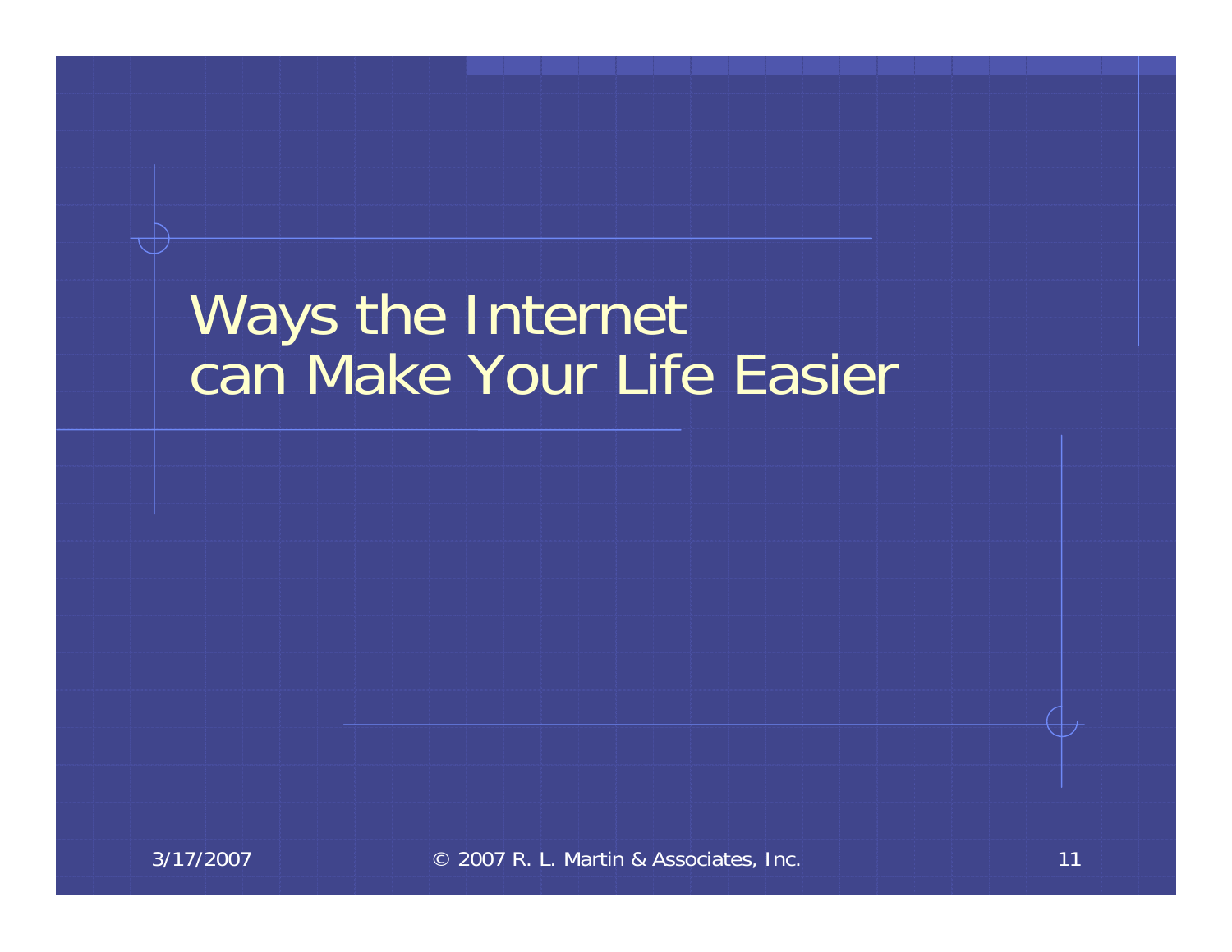# Ways the Internet can Make Your Life Easier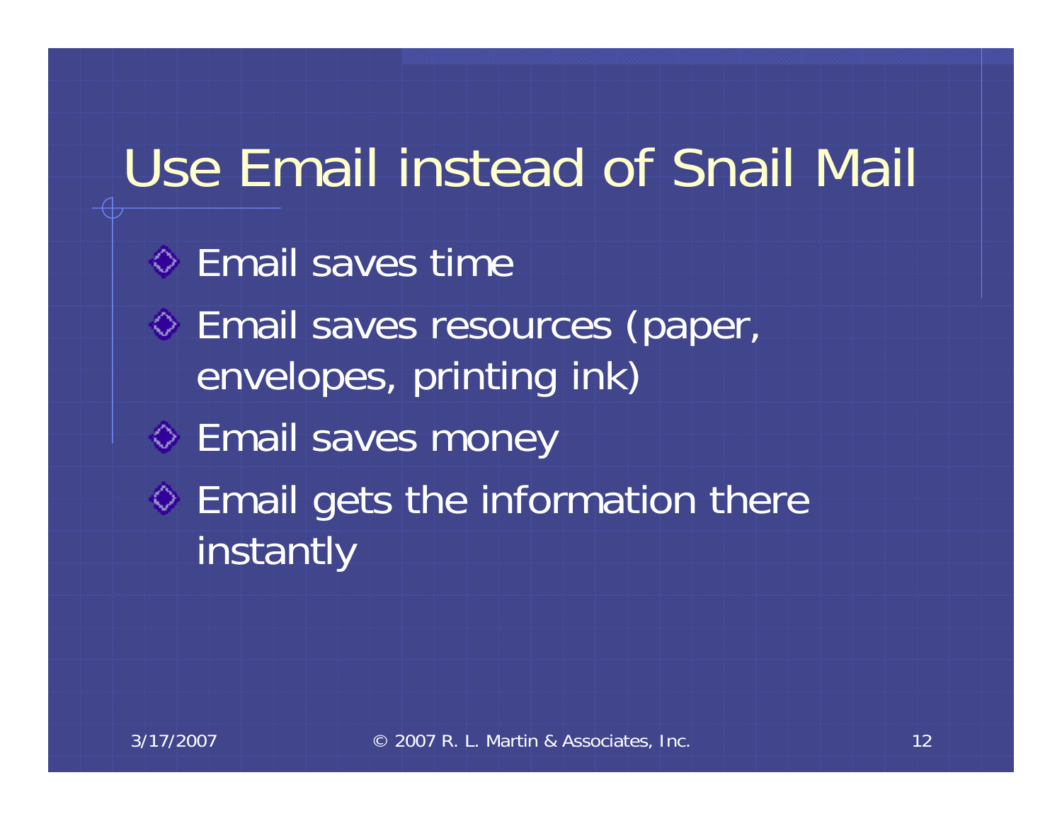# Use Email instead of Snail Mail

- Email saves time
- Email saves resources (paper, envelopes, printing ink)
- Email saves money
- Email gets the information there instantly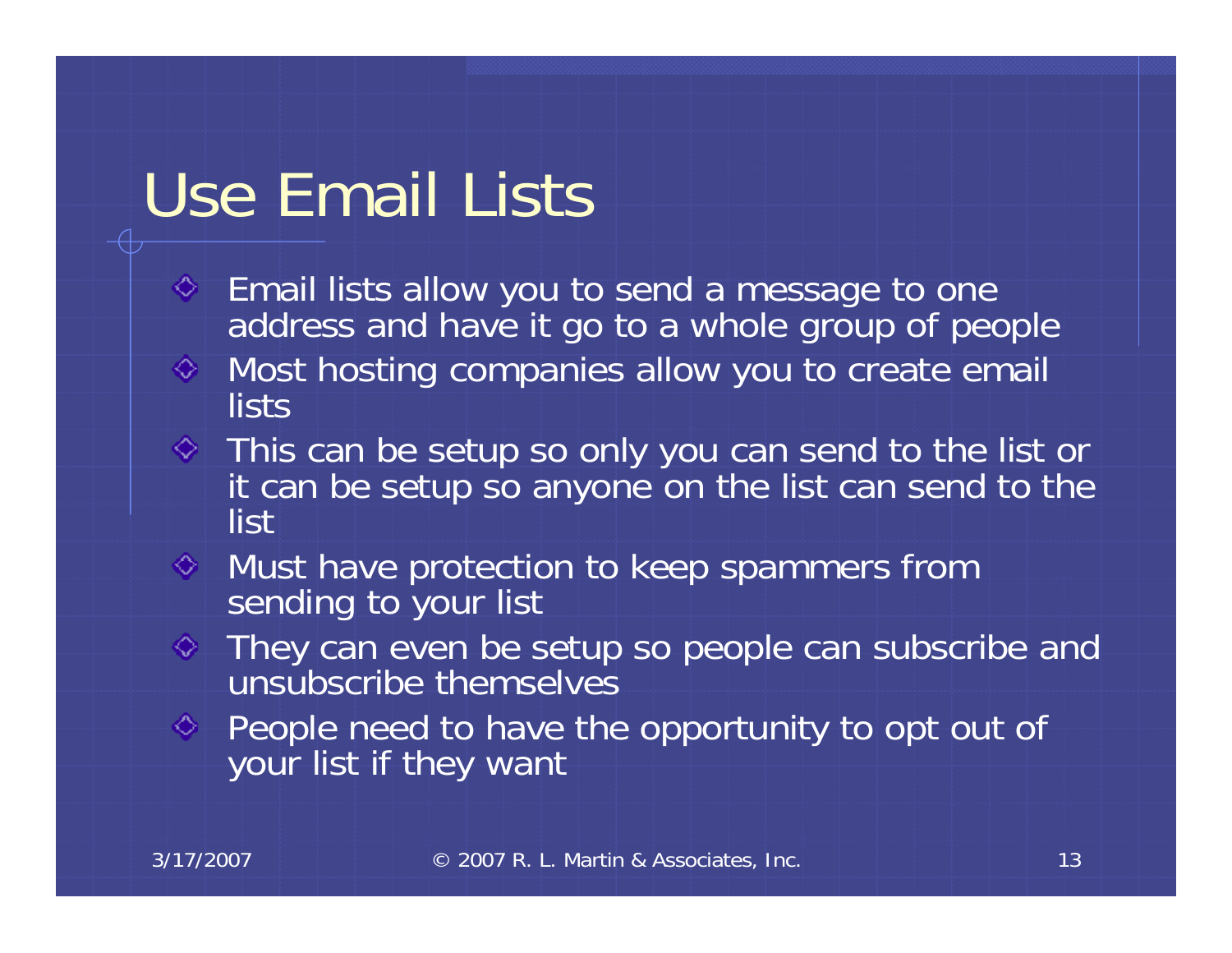# Use Email Lists

- Email lists allow you to send a message to one address and have it go to a whole group of people
- Most hosting companies allow you to create email lists
- This can be setup so only you can send to the list or it can be setup so anyone on the list can send to the list
- Must have protection to keep spammers from sending to your list
- They can even be setup so people can subscribe and unsubscribe themselves
- People need to have the opportunity to opt out of your list if they want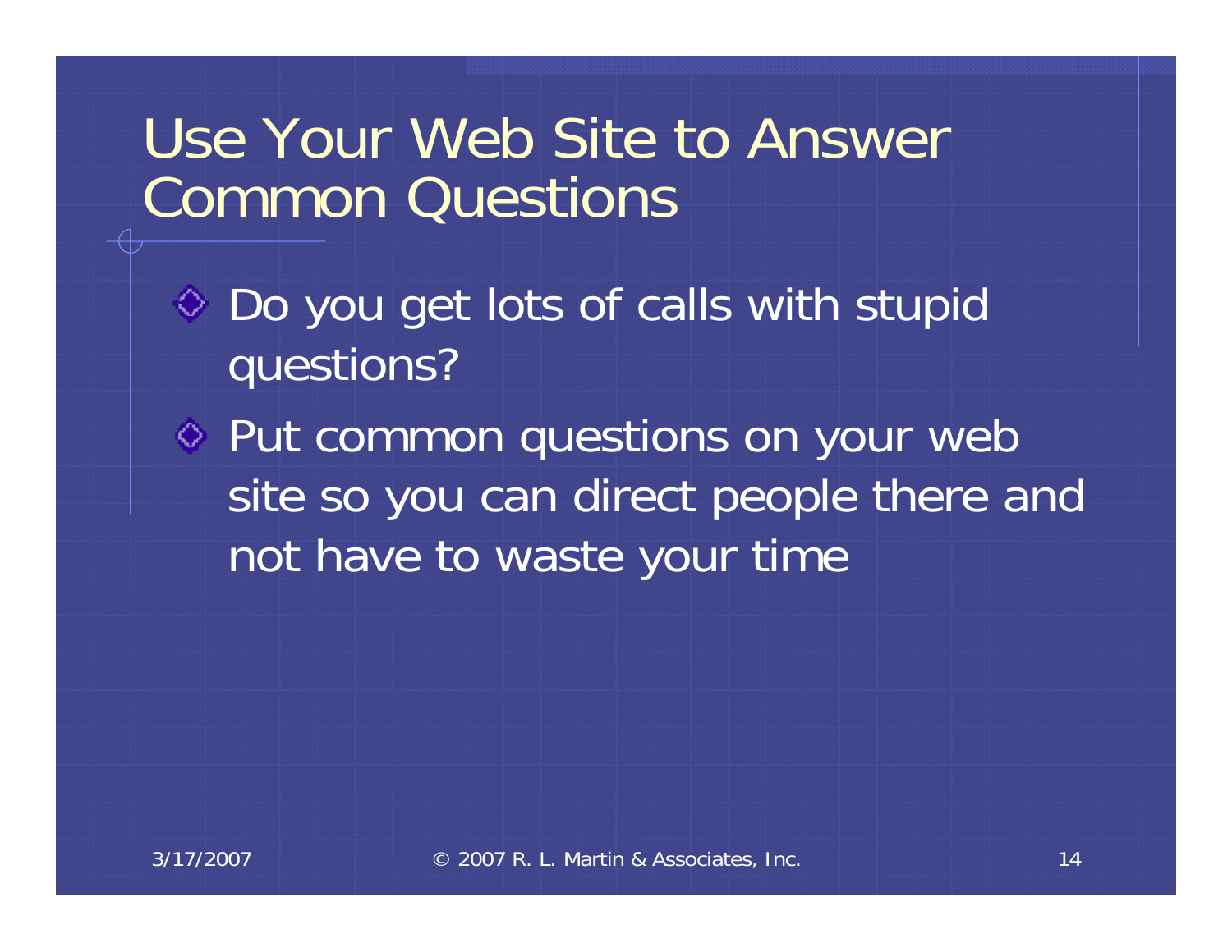# Use Your Web Site to Answer Common Questions

- Do you get lots of calls with stupid questions?
- Put common questions on your web site so you can direct people there and not have to waste your time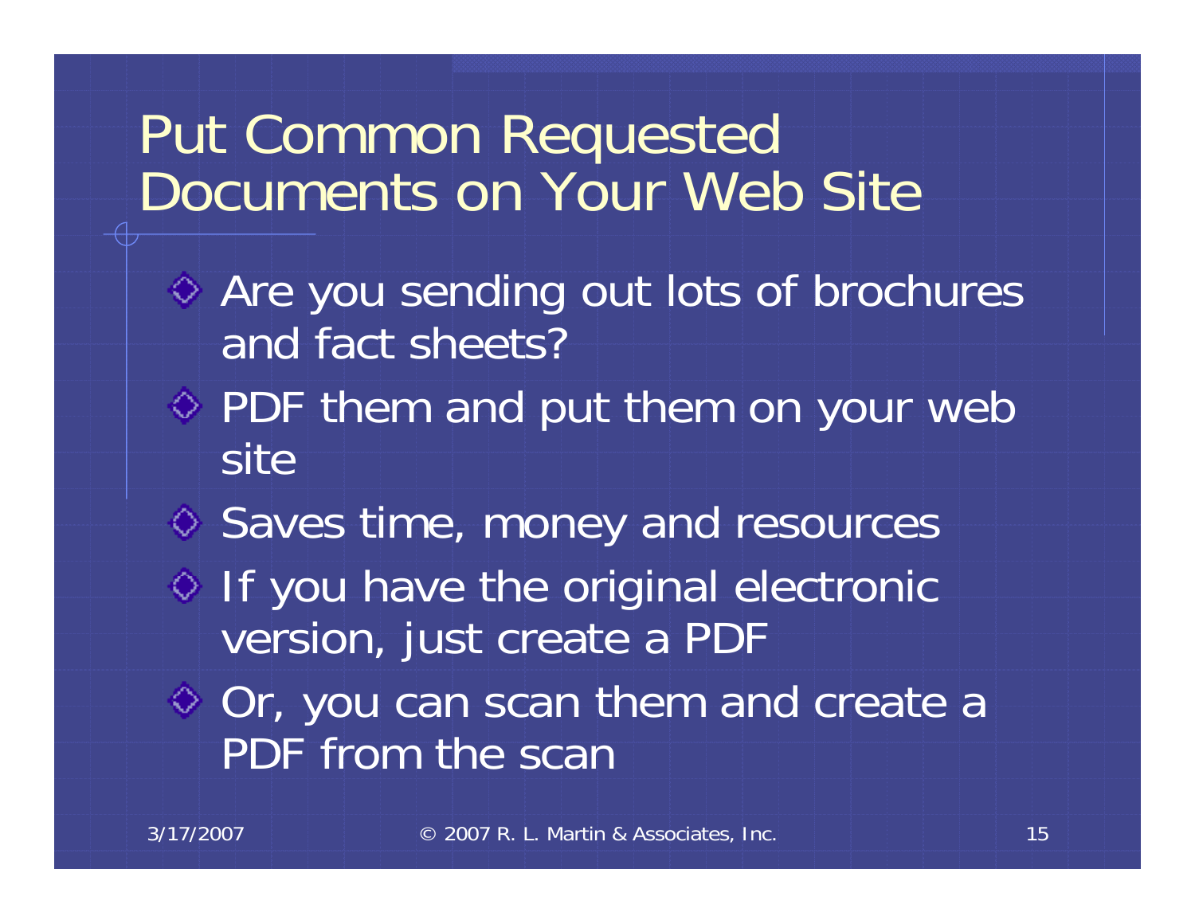# Put Common Requested Documents on Your Web Site

- Are you sending out lots of brochures and fact sheets?
- PDF them and put them on your web site
- Saves time, money and resources
- If you have the original electronic version, just create a PDF
- Or, you can scan them and create a PDF from the scan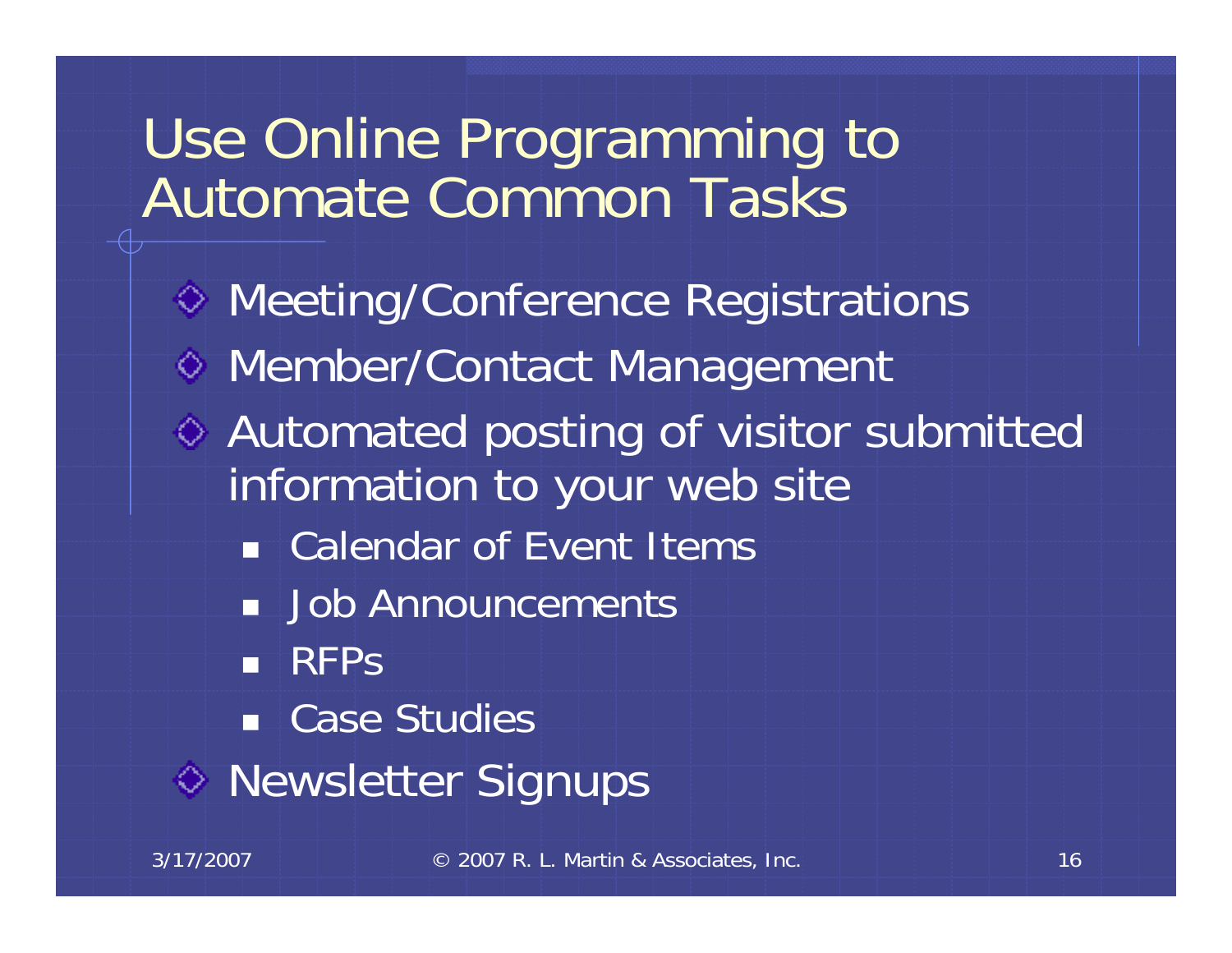# Use Online Programming to Automate Common Tasks

- Meeting/Conference Registrations
- Member/Contact Management
- Automated posting of visitor submitted information to your web site
  - Calendar of Event Items
  - Job Announcements
  - RFPs
  - Case Studies
- Newsletter Signups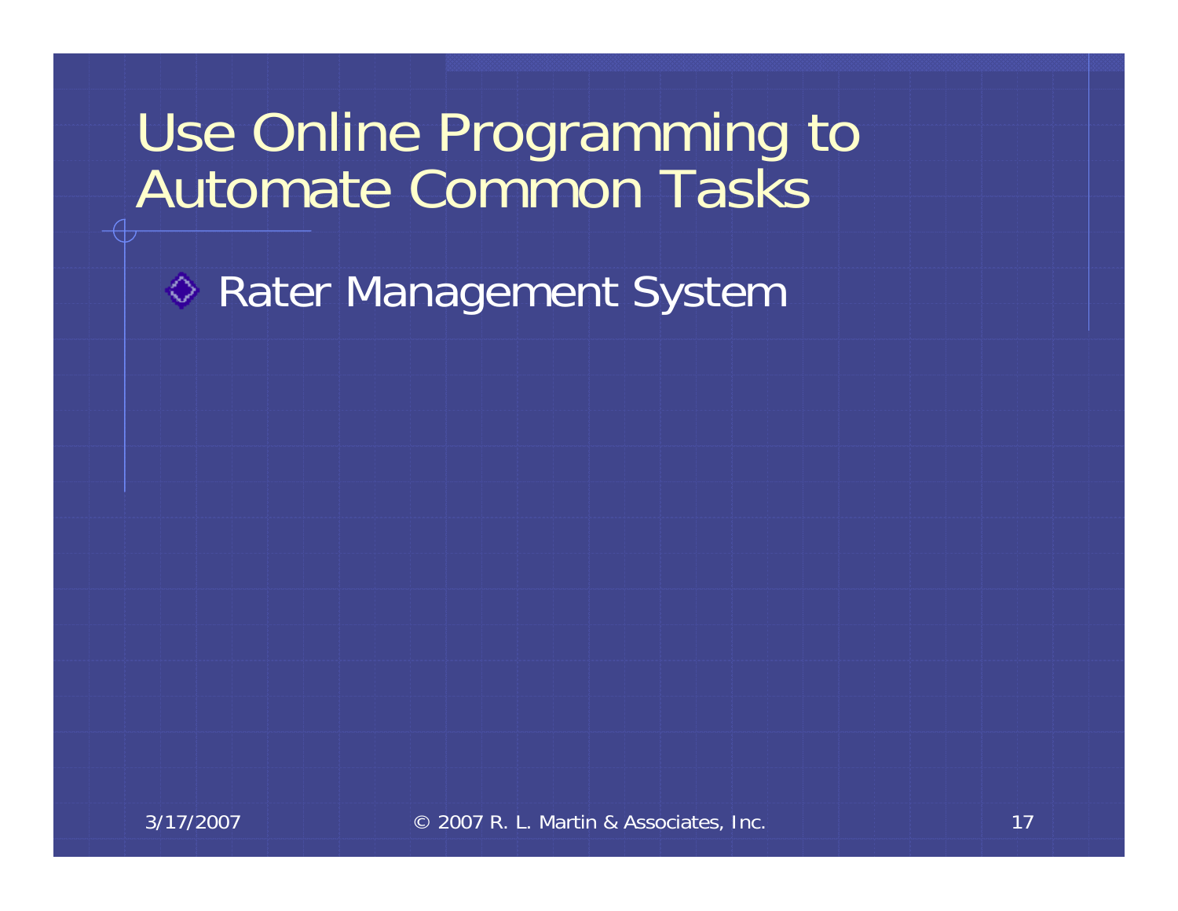# Use Online Programming to Automate Common Tasks

- Rater Management System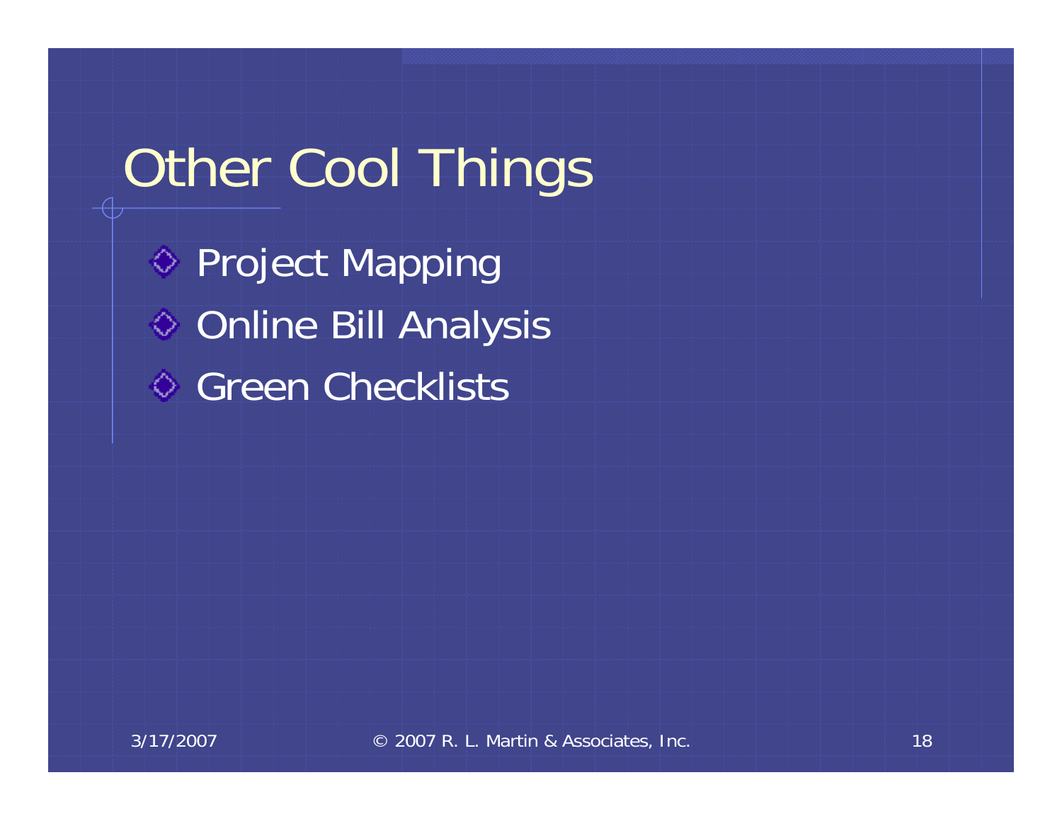# Other Cool Things

- Project Mapping
- Online Bill Analysis
- Green Checklists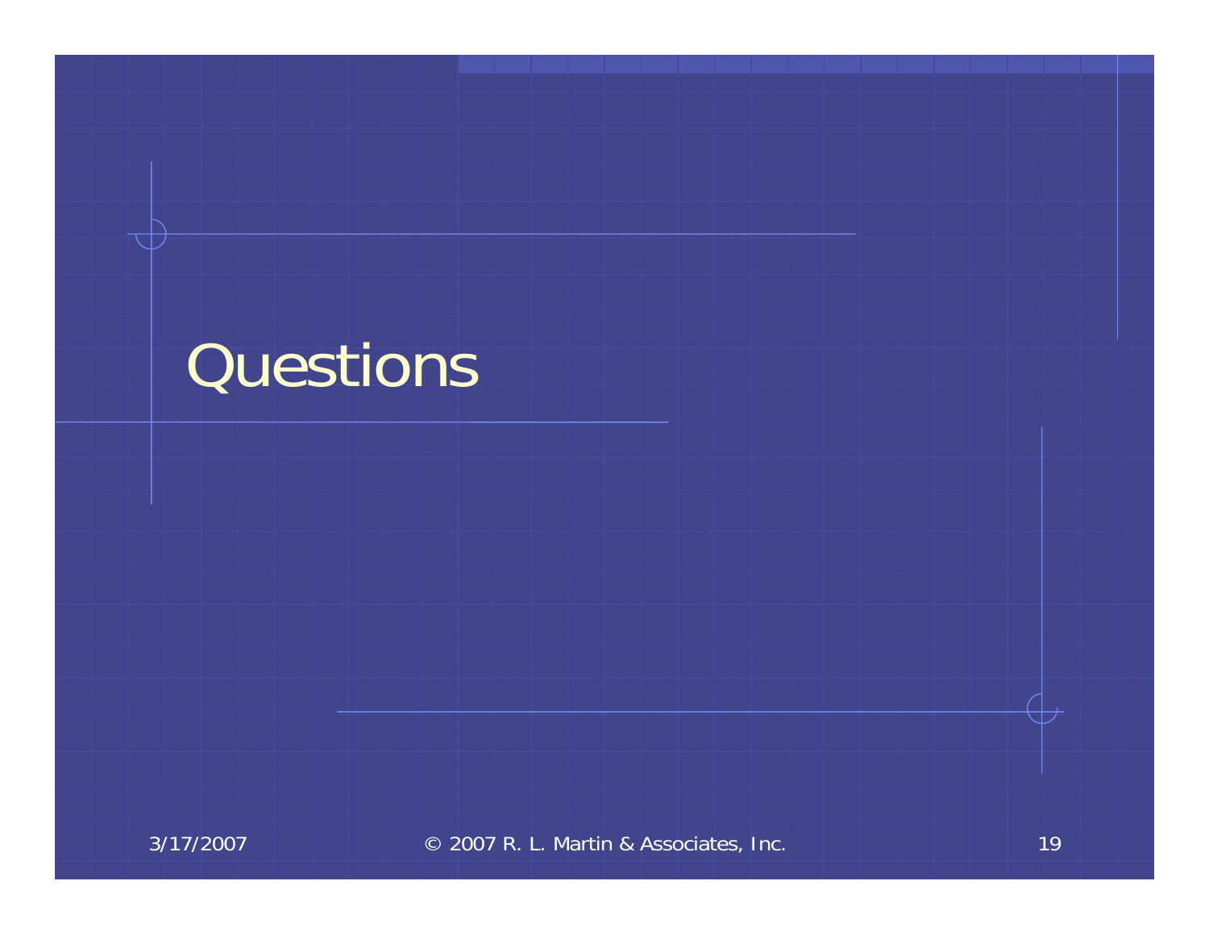# Questions